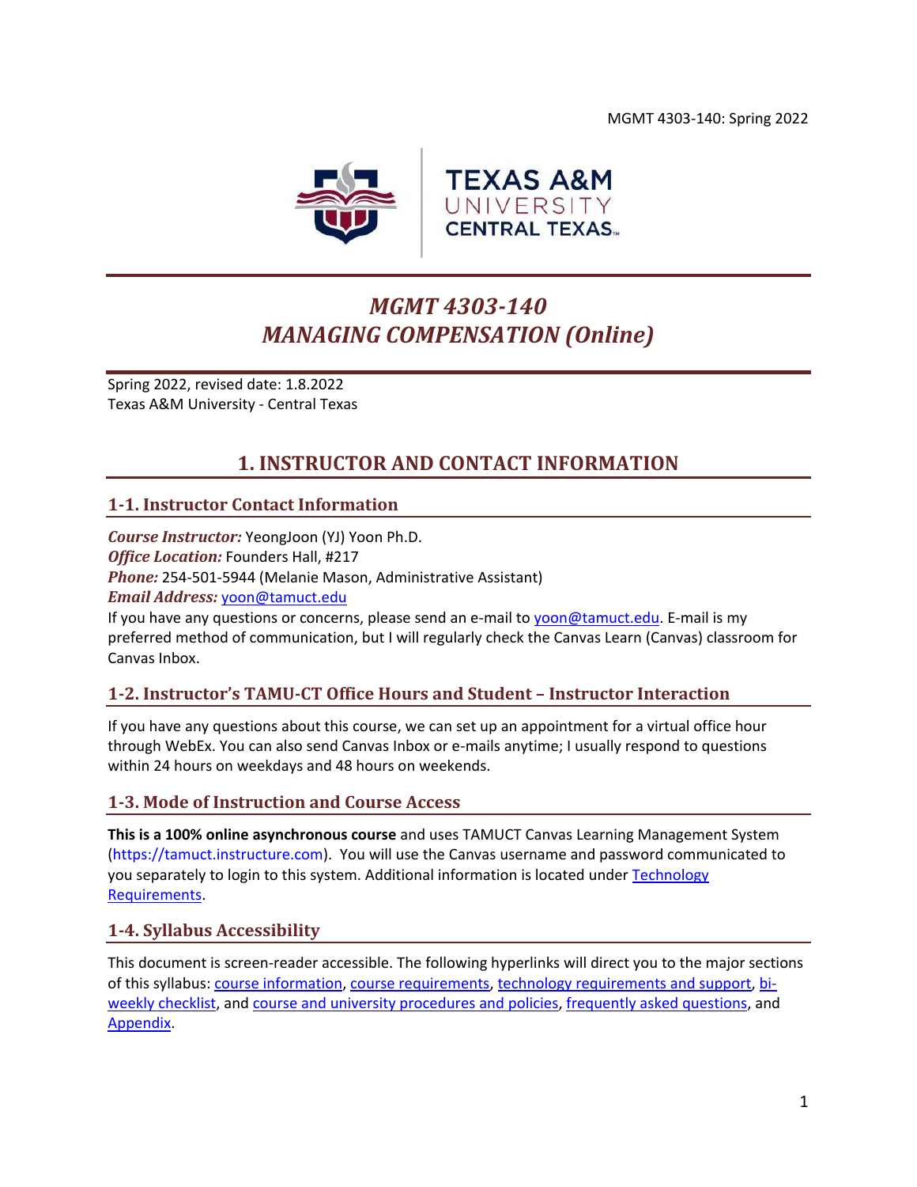MGMT 4303-140: Spring 2022

TEXAS A&M UNIVERSITY CENTRAL TEXAS

# *MGMT 4303-140*
# *MANAGING COMPENSATION (Online)*

Spring 2022, revised date: 1.8.2022
Texas A&M University - Central Texas

## 1. INSTRUCTOR AND CONTACT INFORMATION

### 1-1. Instructor Contact Information

***Course Instructor:*** YeongJoon (YJ) Yoon Ph.D.
***Office Location:*** Founders Hall, #217
***Phone:*** 254-501-5944 (Melanie Mason, Administrative Assistant)
***Email Address:*** yoon@tamuct.edu
If you have any questions or concerns, please send an e-mail to yoon@tamuct.edu. E-mail is my preferred method of communication, but I will regularly check the Canvas Learn (Canvas) classroom for Canvas Inbox.

### 1-2. Instructor's TAMU-CT Office Hours and Student – Instructor Interaction

If you have any questions about this course, we can set up an appointment for a virtual office hour through WebEx. You can also send Canvas Inbox or e-mails anytime; I usually respond to questions within 24 hours on weekdays and 48 hours on weekends.

### 1-3. Mode of Instruction and Course Access

**This is a 100% online asynchronous course** and uses TAMUCT Canvas Learning Management System (https://tamuct.instructure.com). You will use the Canvas username and password communicated to you separately to login to this system. Additional information is located under Technology Requirements.

### 1-4. Syllabus Accessibility

This document is screen-reader accessible. The following hyperlinks will direct you to the major sections of this syllabus: course information, course requirements, technology requirements and support, bi-weekly checklist, and course and university procedures and policies, frequently asked questions, and Appendix.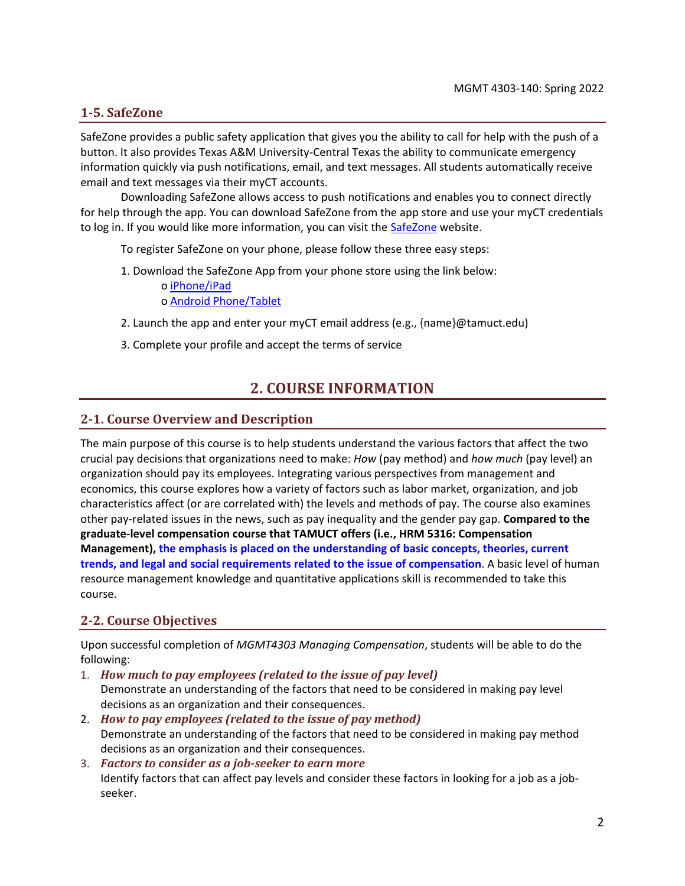## 1-5. SafeZone

SafeZone provides a public safety application that gives you the ability to call for help with the push of a button. It also provides Texas A&M University-Central Texas the ability to communicate emergency information quickly via push notifications, email, and text messages. All students automatically receive email and text messages via their myCT accounts.

Downloading SafeZone allows access to push notifications and enables you to connect directly for help through the app. You can download SafeZone from the app store and use your myCT credentials to log in. If you would like more information, you can visit the [SafeZone]() website.

To register SafeZone on your phone, please follow these three easy steps:

1. Download the SafeZone App from your phone store using the link below:
   - [iPhone/iPad]()
   - [Android Phone/Tablet]()
2. Launch the app and enter your myCT email address (e.g., {name}@tamuct.edu)
3. Complete your profile and accept the terms of service

# 2. COURSE INFORMATION

## 2-1. Course Overview and Description

The main purpose of this course is to help students understand the various factors that affect the two crucial pay decisions that organizations need to make: *How* (pay method) and *how much* (pay level) an organization should pay its employees. Integrating various perspectives from management and economics, this course explores how a variety of factors such as labor market, organization, and job characteristics affect (or are correlated with) the levels and methods of pay. The course also examines other pay-related issues in the news, such as pay inequality and the gender pay gap. **Compared to the graduate-level compensation course that TAMUCT offers (i.e., HRM 5316: Compensation Management), the emphasis is placed on the understanding of basic concepts, theories, current trends, and legal and social requirements related to the issue of compensation**. A basic level of human resource management knowledge and quantitative applications skill is recommended to take this course.

## 2-2. Course Objectives

Upon successful completion of *MGMT4303 Managing Compensation*, students will be able to do the following:

1. ***How much to pay employees (related to the issue of pay level)***
   Demonstrate an understanding of the factors that need to be considered in making pay level decisions as an organization and their consequences.
2. ***How to pay employees (related to the issue of pay method)***
   Demonstrate an understanding of the factors that need to be considered in making pay method decisions as an organization and their consequences.
3. ***Factors to consider as a job-seeker to earn more***
   Identify factors that can affect pay levels and consider these factors in looking for a job as a job-seeker.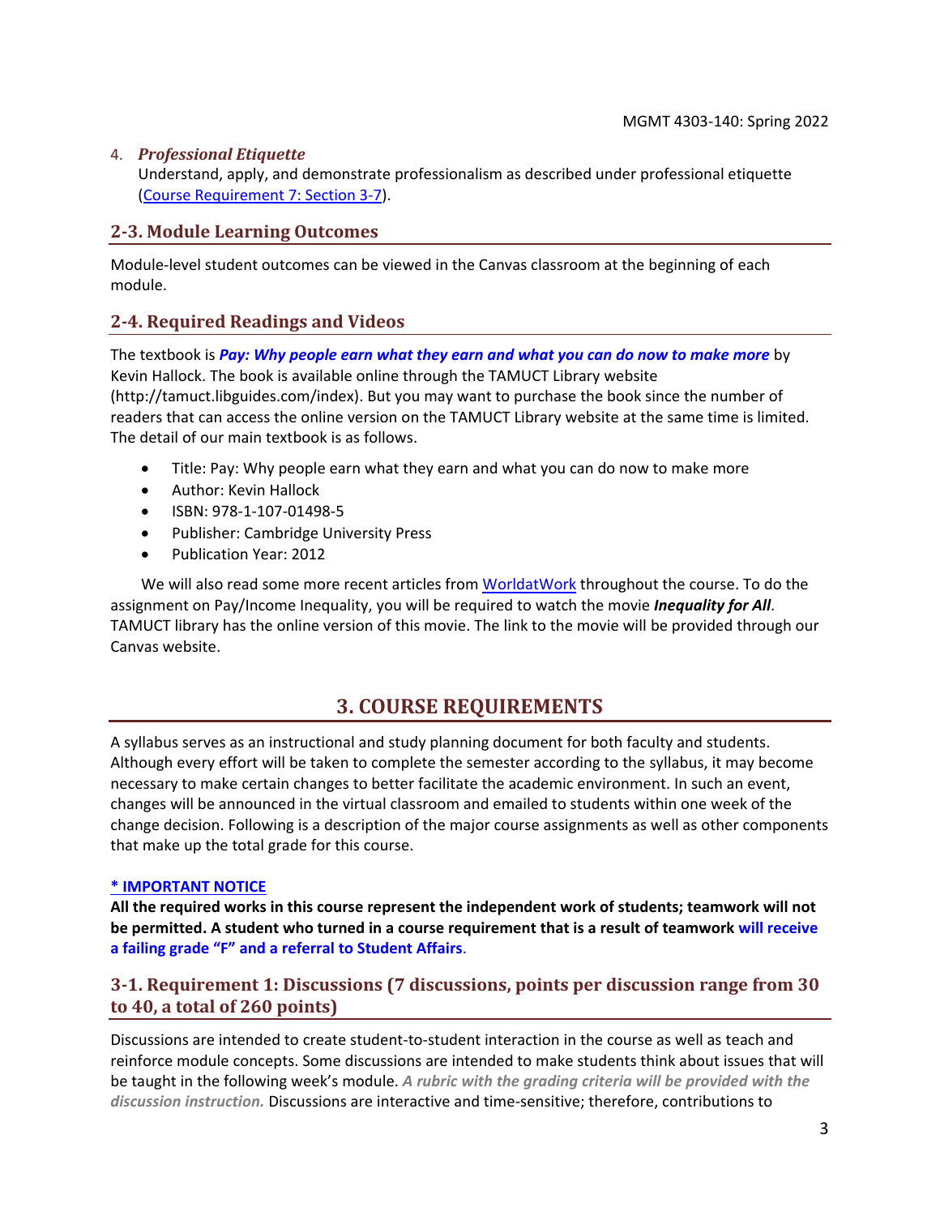4. ***Professional Etiquette***
   Understand, apply, and demonstrate professionalism as described under professional etiquette ([Course Requirement 7: Section 3-7](#)).

## 2-3. Module Learning Outcomes

Module-level student outcomes can be viewed in the Canvas classroom at the beginning of each module.

## 2-4. Required Readings and Videos

The textbook is ***Pay: Why people earn what they earn and what you can do now to make more*** by Kevin Hallock. The book is available online through the TAMUCT Library website (http://tamuct.libguides.com/index). But you may want to purchase the book since the number of readers that can access the online version on the TAMUCT Library website at the same time is limited. The detail of our main textbook is as follows.

- Title: Pay: Why people earn what they earn and what you can do now to make more
- Author: Kevin Hallock
- ISBN: 978-1-107-01498-5
- Publisher: Cambridge University Press
- Publication Year: 2012

We will also read some more recent articles from [WorldatWork](#) throughout the course. To do the assignment on Pay/Income Inequality, you will be required to watch the movie ***Inequality for All***. TAMUCT library has the online version of this movie. The link to the movie will be provided through our Canvas website.

# 3. COURSE REQUIREMENTS

A syllabus serves as an instructional and study planning document for both faculty and students. Although every effort will be taken to complete the semester according to the syllabus, it may become necessary to make certain changes to better facilitate the academic environment. In such an event, changes will be announced in the virtual classroom and emailed to students within one week of the change decision. Following is a description of the major course assignments as well as other components that make up the total grade for this course.

**[* IMPORTANT NOTICE](#)**

**All the required works in this course represent the independent work of students; teamwork will not be permitted. A student who turned in a course requirement that is a result of teamwork will receive a failing grade "F" and a referral to Student Affairs.**

## 3-1. Requirement 1: Discussions (7 discussions, points per discussion range from 30 to 40, a total of 260 points)

Discussions are intended to create student-to-student interaction in the course as well as teach and reinforce module concepts. Some discussions are intended to make students think about issues that will be taught in the following week's module. ***A rubric with the grading criteria will be provided with the discussion instruction.*** Discussions are interactive and time-sensitive; therefore, contributions to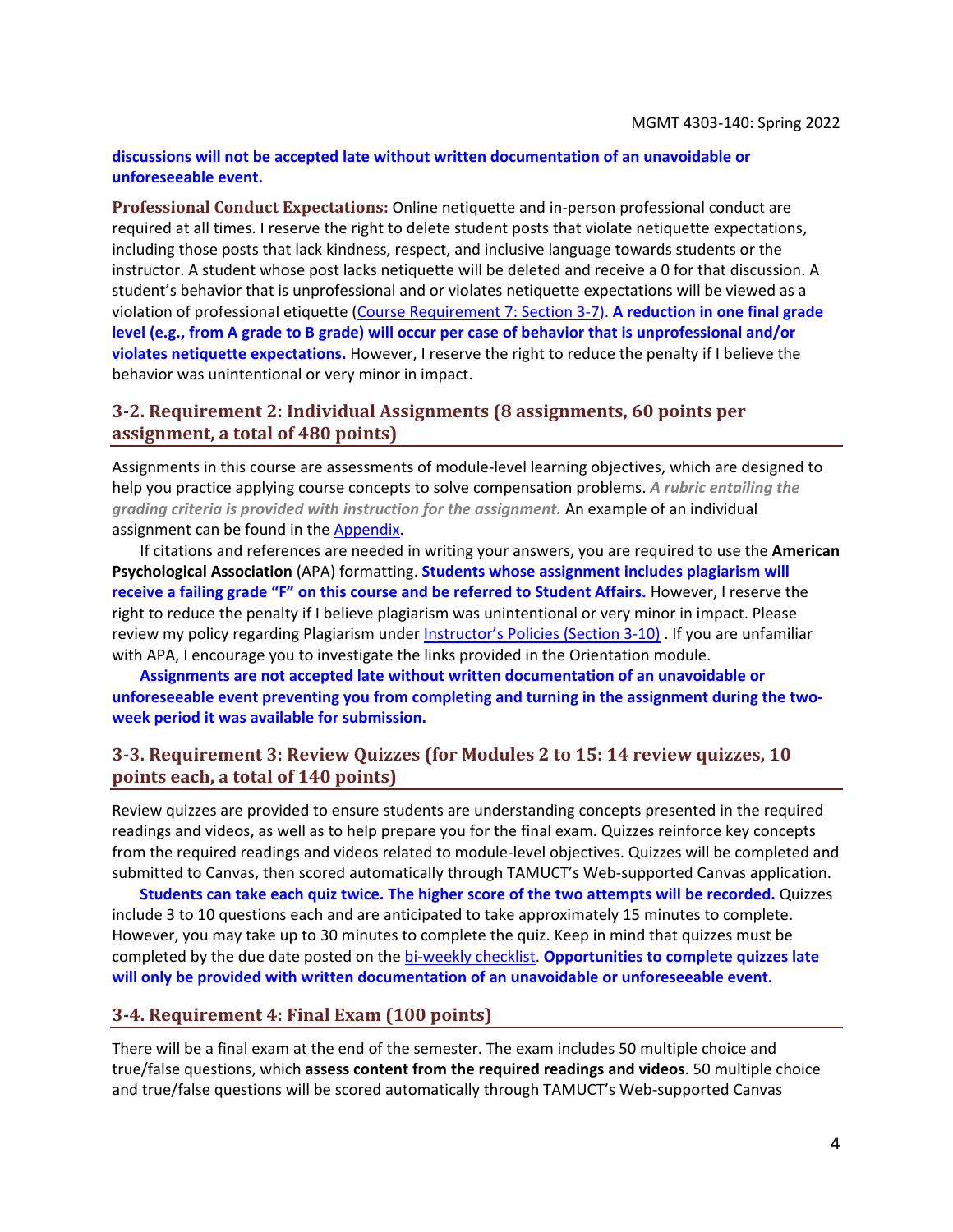**discussions will not be accepted late without written documentation of an unavoidable or unforeseeable event.**

**Professional Conduct Expectations:** Online netiquette and in-person professional conduct are required at all times. I reserve the right to delete student posts that violate netiquette expectations, including those posts that lack kindness, respect, and inclusive language towards students or the instructor. A student whose post lacks netiquette will be deleted and receive a 0 for that discussion. A student's behavior that is unprofessional and or violates netiquette expectations will be viewed as a violation of professional etiquette (Course Requirement 7: Section 3-7). **A reduction in one final grade level (e.g., from A grade to B grade) will occur per case of behavior that is unprofessional and/or violates netiquette expectations.** However, I reserve the right to reduce the penalty if I believe the behavior was unintentional or very minor in impact.

## 3-2. Requirement 2: Individual Assignments (8 assignments, 60 points per assignment, a total of 480 points)

Assignments in this course are assessments of module-level learning objectives, which are designed to help you practice applying course concepts to solve compensation problems. ***A rubric entailing the grading criteria is provided with instruction for the assignment.*** An example of an individual assignment can be found in the Appendix.

If citations and references are needed in writing your answers, you are required to use the **American Psychological Association** (APA) formatting. **Students whose assignment includes plagiarism will receive a failing grade "F" on this course and be referred to Student Affairs.** However, I reserve the right to reduce the penalty if I believe plagiarism was unintentional or very minor in impact. Please review my policy regarding Plagiarism under Instructor's Policies (Section 3-10) . If you are unfamiliar with APA, I encourage you to investigate the links provided in the Orientation module.

**Assignments are not accepted late without written documentation of an unavoidable or unforeseeable event preventing you from completing and turning in the assignment during the two-week period it was available for submission.**

## 3-3. Requirement 3: Review Quizzes (for Modules 2 to 15: 14 review quizzes, 10 points each, a total of 140 points)

Review quizzes are provided to ensure students are understanding concepts presented in the required readings and videos, as well as to help prepare you for the final exam. Quizzes reinforce key concepts from the required readings and videos related to module-level objectives. Quizzes will be completed and submitted to Canvas, then scored automatically through TAMUCT's Web-supported Canvas application.

**Students can take each quiz twice. The higher score of the two attempts will be recorded.** Quizzes include 3 to 10 questions each and are anticipated to take approximately 15 minutes to complete. However, you may take up to 30 minutes to complete the quiz. Keep in mind that quizzes must be completed by the due date posted on the bi-weekly checklist. **Opportunities to complete quizzes late will only be provided with written documentation of an unavoidable or unforeseeable event.**

## 3-4. Requirement 4: Final Exam (100 points)

There will be a final exam at the end of the semester. The exam includes 50 multiple choice and true/false questions, which **assess content from the required readings and videos**. 50 multiple choice and true/false questions will be scored automatically through TAMUCT's Web-supported Canvas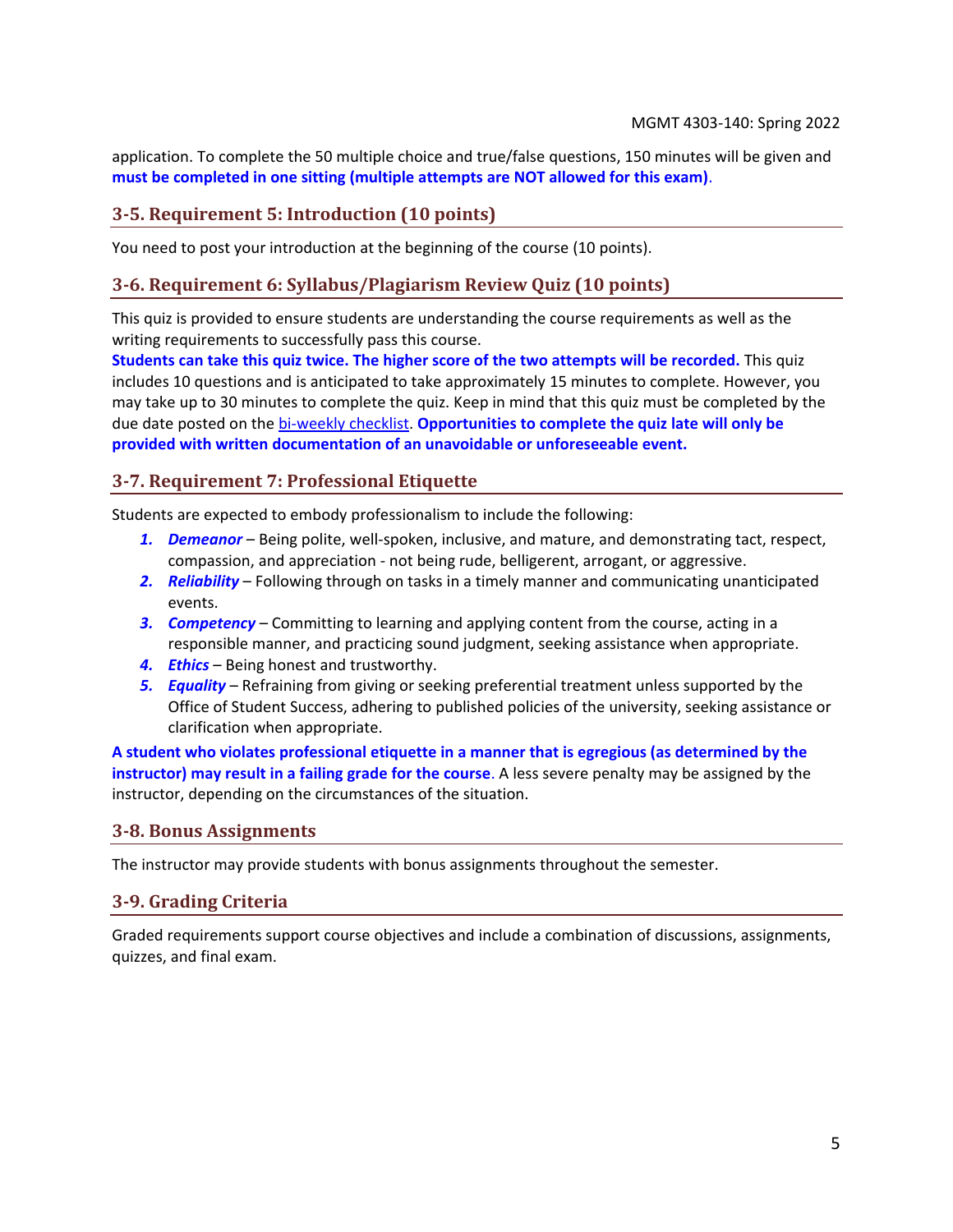application. To complete the 50 multiple choice and true/false questions, 150 minutes will be given and **must be completed in one sitting (multiple attempts are NOT allowed for this exam)**.

## 3-5. Requirement 5: Introduction (10 points)

You need to post your introduction at the beginning of the course (10 points).

## 3-6. Requirement 6: Syllabus/Plagiarism Review Quiz (10 points)

This quiz is provided to ensure students are understanding the course requirements as well as the writing requirements to successfully pass this course.
**Students can take this quiz twice. The higher score of the two attempts will be recorded.** This quiz includes 10 questions and is anticipated to take approximately 15 minutes to complete. However, you may take up to 30 minutes to complete the quiz. Keep in mind that this quiz must be completed by the due date posted on the bi-weekly checklist. **Opportunities to complete the quiz late will only be provided with written documentation of an unavoidable or unforeseeable event.**

## 3-7. Requirement 7: Professional Etiquette

Students are expected to embody professionalism to include the following:

1. ***Demeanor*** – Being polite, well-spoken, inclusive, and mature, and demonstrating tact, respect, compassion, and appreciation - not being rude, belligerent, arrogant, or aggressive.
2. ***Reliability*** – Following through on tasks in a timely manner and communicating unanticipated events.
3. ***Competency*** – Committing to learning and applying content from the course, acting in a responsible manner, and practicing sound judgment, seeking assistance when appropriate.
4. ***Ethics*** – Being honest and trustworthy.
5. ***Equality*** – Refraining from giving or seeking preferential treatment unless supported by the Office of Student Success, adhering to published policies of the university, seeking assistance or clarification when appropriate.

**A student who violates professional etiquette in a manner that is egregious (as determined by the instructor) may result in a failing grade for the course**. A less severe penalty may be assigned by the instructor, depending on the circumstances of the situation.

## 3-8. Bonus Assignments

The instructor may provide students with bonus assignments throughout the semester.

## 3-9. Grading Criteria

Graded requirements support course objectives and include a combination of discussions, assignments, quizzes, and final exam.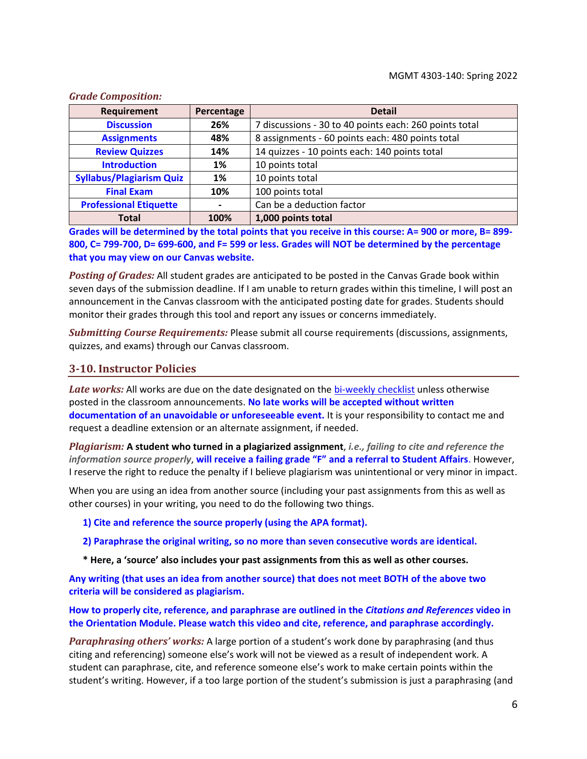***Grade Composition:***

| Requirement | Percentage | Detail |
|---|---|---|
| **Discussion** | **26%** | 7 discussions - 30 to 40 points each: 260 points total |
| **Assignments** | **48%** | 8 assignments - 60 points each: 480 points total |
| **Review Quizzes** | **14%** | 14 quizzes - 10 points each: 140 points total |
| **Introduction** | **1%** | 10 points total |
| **Syllabus/Plagiarism Quiz** | **1%** | 10 points total |
| **Final Exam** | **10%** | 100 points total |
| **Professional Etiquette** | **-** | Can be a deduction factor |
| **Total** | **100%** | **1,000 points total** |

**Grades will be determined by the total points that you receive in this course: A= 900 or more, B= 899-800, C= 799-700, D= 699-600, and F= 599 or less. Grades will NOT be determined by the percentage that you may view on our Canvas website.**

***Posting of Grades:*** All student grades are anticipated to be posted in the Canvas Grade book within seven days of the submission deadline. If I am unable to return grades within this timeline, I will post an announcement in the Canvas classroom with the anticipated posting date for grades. Students should monitor their grades through this tool and report any issues or concerns immediately.

***Submitting Course Requirements:*** Please submit all course requirements (discussions, assignments, quizzes, and exams) through our Canvas classroom.

## 3-10. Instructor Policies

***Late works:*** All works are due on the date designated on the bi-weekly checklist unless otherwise posted in the classroom announcements. **No late works will be accepted without written documentation of an unavoidable or unforeseeable event.** It is your responsibility to contact me and request a deadline extension or an alternate assignment, if needed.

***Plagiarism:*** **A student who turned in a plagiarized assignment**, ***i.e., failing to cite and reference the information source properly***, **will receive a failing grade "F" and a referral to Student Affairs**. However, I reserve the right to reduce the penalty if I believe plagiarism was unintentional or very minor in impact.

When you are using an idea from another source (including your past assignments from this as well as other courses) in your writing, you need to do the following two things.

**1) Cite and reference the source properly (using the APA format).**

**2) Paraphrase the original writing, so no more than seven consecutive words are identical.**

**\* Here, a 'source' also includes your past assignments from this as well as other courses.**

**Any writing (that uses an idea from another source) that does not meet BOTH of the above two criteria will be considered as plagiarism.**

**How to properly cite, reference, and paraphrase are outlined in the *Citations and References* video in the Orientation Module. Please watch this video and cite, reference, and paraphrase accordingly.**

***Paraphrasing others' works:*** A large portion of a student's work done by paraphrasing (and thus citing and referencing) someone else's work will not be viewed as a result of independent work. A student can paraphrase, cite, and reference someone else's work to make certain points within the student's writing. However, if a too large portion of the student's submission is just a paraphrasing (and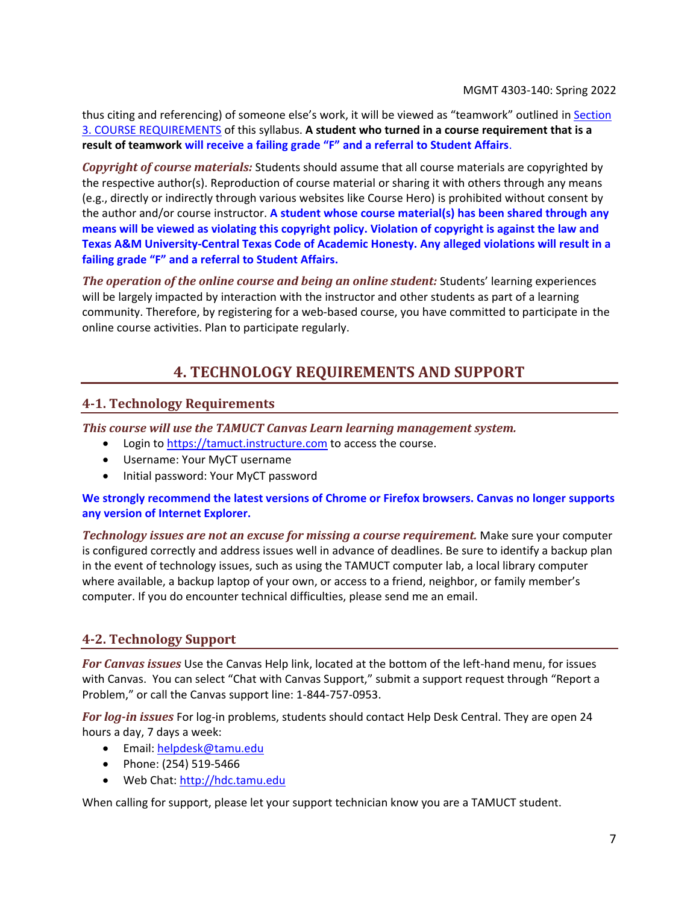thus citing and referencing) of someone else's work, it will be viewed as "teamwork" outlined in [Section 3. COURSE REQUIREMENTS] of this syllabus. **A student who turned in a course requirement that is a result of teamwork will receive a failing grade "F" and a referral to Student Affairs**.

***Copyright of course materials:*** Students should assume that all course materials are copyrighted by the respective author(s). Reproduction of course material or sharing it with others through any means (e.g., directly or indirectly through various websites like Course Hero) is prohibited without consent by the author and/or course instructor. **A student whose course material(s) has been shared through any means will be viewed as violating this copyright policy. Violation of copyright is against the law and Texas A&M University-Central Texas Code of Academic Honesty. Any alleged violations will result in a failing grade "F" and a referral to Student Affairs.**

***The operation of the online course and being an online student:*** Students' learning experiences will be largely impacted by interaction with the instructor and other students as part of a learning community. Therefore, by registering for a web-based course, you have committed to participate in the online course activities. Plan to participate regularly.

# 4. TECHNOLOGY REQUIREMENTS AND SUPPORT

## 4-1. Technology Requirements

***This course will use the TAMUCT Canvas Learn learning management system.***

- Login to https://tamuct.instructure.com to access the course.
- Username: Your MyCT username
- Initial password: Your MyCT password

**We strongly recommend the latest versions of Chrome or Firefox browsers. Canvas no longer supports any version of Internet Explorer.**

***Technology issues are not an excuse for missing a course requirement.*** Make sure your computer is configured correctly and address issues well in advance of deadlines. Be sure to identify a backup plan in the event of technology issues, such as using the TAMUCT computer lab, a local library computer where available, a backup laptop of your own, or access to a friend, neighbor, or family member's computer. If you do encounter technical difficulties, please send me an email.

## 4-2. Technology Support

***For Canvas issues*** Use the Canvas Help link, located at the bottom of the left-hand menu, for issues with Canvas. You can select "Chat with Canvas Support," submit a support request through "Report a Problem," or call the Canvas support line: 1-844-757-0953.

***For log-in issues*** For log-in problems, students should contact Help Desk Central. They are open 24 hours a day, 7 days a week:

- Email: helpdesk@tamu.edu
- Phone: (254) 519-5466
- Web Chat: http://hdc.tamu.edu

When calling for support, please let your support technician know you are a TAMUCT student.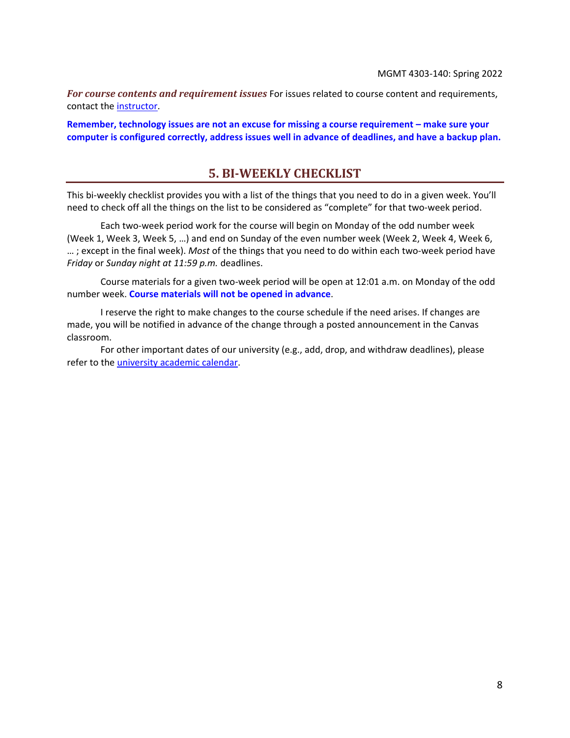***For course contents and requirement issues*** For issues related to course content and requirements, contact the [instructor](instructor).

**Remember, technology issues are not an excuse for missing a course requirement – make sure your computer is configured correctly, address issues well in advance of deadlines, and have a backup plan.**

## 5. BI-WEEKLY CHECKLIST

This bi-weekly checklist provides you with a list of the things that you need to do in a given week. You'll need to check off all the things on the list to be considered as "complete" for that two-week period.

Each two-week period work for the course will begin on Monday of the odd number week (Week 1, Week 3, Week 5, …) and end on Sunday of the even number week (Week 2, Week 4, Week 6, … ; except in the final week). *Most* of the things that you need to do within each two-week period have *Friday* or *Sunday night at 11:59 p.m.* deadlines.

Course materials for a given two-week period will be open at 12:01 a.m. on Monday of the odd number week. **Course materials will not be opened in advance**.

I reserve the right to make changes to the course schedule if the need arises. If changes are made, you will be notified in advance of the change through a posted announcement in the Canvas classroom.

For other important dates of our university (e.g., add, drop, and withdraw deadlines), please refer to the [university academic calendar](university academic calendar).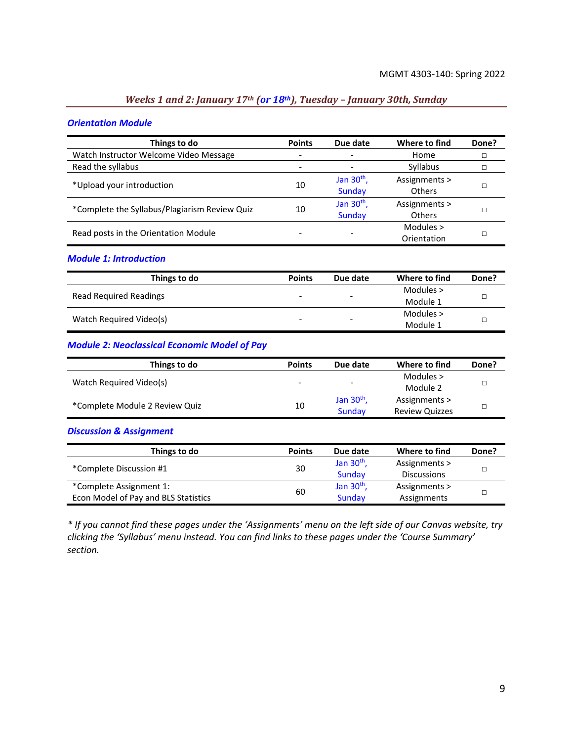## *Weeks 1 and 2: January 17th (or 18th), Tuesday – January 30th, Sunday*

### *Orientation Module*

| Things to do | Points | Due date | Where to find | Done? |
|---|---|---|---|---|
| Watch Instructor Welcome Video Message | - | - | Home | □ |
| Read the syllabus | - | - | Syllabus | □ |
| *Upload your introduction | 10 | Jan 30th, Sunday | Assignments > Others | □ |
| *Complete the Syllabus/Plagiarism Review Quiz | 10 | Jan 30th, Sunday | Assignments > Others | □ |
| Read posts in the Orientation Module | - | - | Modules > Orientation | □ |

### *Module 1: Introduction*

| Things to do | Points | Due date | Where to find | Done? |
|---|---|---|---|---|
| Read Required Readings | - | - | Modules > Module 1 | □ |
| Watch Required Video(s) | - | - | Modules > Module 1 | □ |

### *Module 2: Neoclassical Economic Model of Pay*

| Things to do | Points | Due date | Where to find | Done? |
|---|---|---|---|---|
| Watch Required Video(s) | - | - | Modules > Module 2 | □ |
| *Complete Module 2 Review Quiz | 10 | Jan 30th, Sunday | Assignments > Review Quizzes | □ |

### *Discussion & Assignment*

| Things to do | Points | Due date | Where to find | Done? |
|---|---|---|---|---|
| *Complete Discussion #1 | 30 | Jan 30th, Sunday | Assignments > Discussions | □ |
| *Complete Assignment 1: Econ Model of Pay and BLS Statistics | 60 | Jan 30th, Sunday | Assignments > Assignments | □ |

*\* If you cannot find these pages under the 'Assignments' menu on the left side of our Canvas website, try clicking the 'Syllabus' menu instead. You can find links to these pages under the 'Course Summary' section.*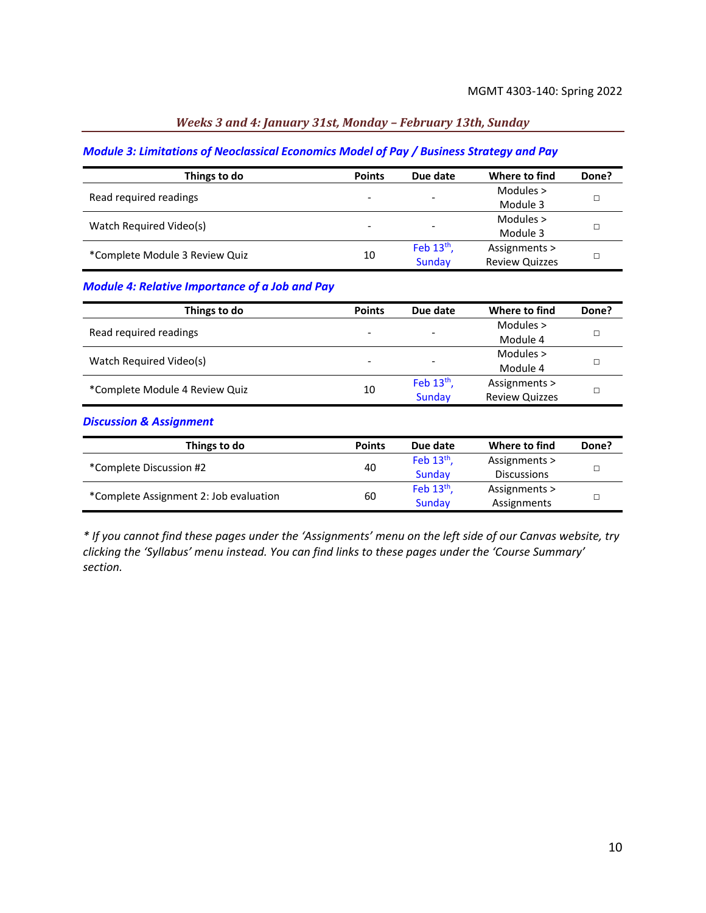## *Weeks 3 and 4: January 31st, Monday – February 13th, Sunday*

### *Module 3: Limitations of Neoclassical Economics Model of Pay / Business Strategy and Pay*

| Things to do | Points | Due date | Where to find | Done? |
|---|---|---|---|---|
| Read required readings | - | - | Modules > Module 3 | □ |
| Watch Required Video(s) | - | - | Modules > Module 3 | □ |
| *Complete Module 3 Review Quiz | 10 | Feb 13th, Sunday | Assignments > Review Quizzes | □ |

### *Module 4: Relative Importance of a Job and Pay*

| Things to do | Points | Due date | Where to find | Done? |
|---|---|---|---|---|
| Read required readings | - | - | Modules > Module 4 | □ |
| Watch Required Video(s) | - | - | Modules > Module 4 | □ |
| *Complete Module 4 Review Quiz | 10 | Feb 13th, Sunday | Assignments > Review Quizzes | □ |

### *Discussion & Assignment*

| Things to do | Points | Due date | Where to find | Done? |
|---|---|---|---|---|
| *Complete Discussion #2 | 40 | Feb 13th, Sunday | Assignments > Discussions | □ |
| *Complete Assignment 2: Job evaluation | 60 | Feb 13th, Sunday | Assignments > Assignments | □ |

*\* If you cannot find these pages under the 'Assignments' menu on the left side of our Canvas website, try clicking the 'Syllabus' menu instead. You can find links to these pages under the 'Course Summary' section.*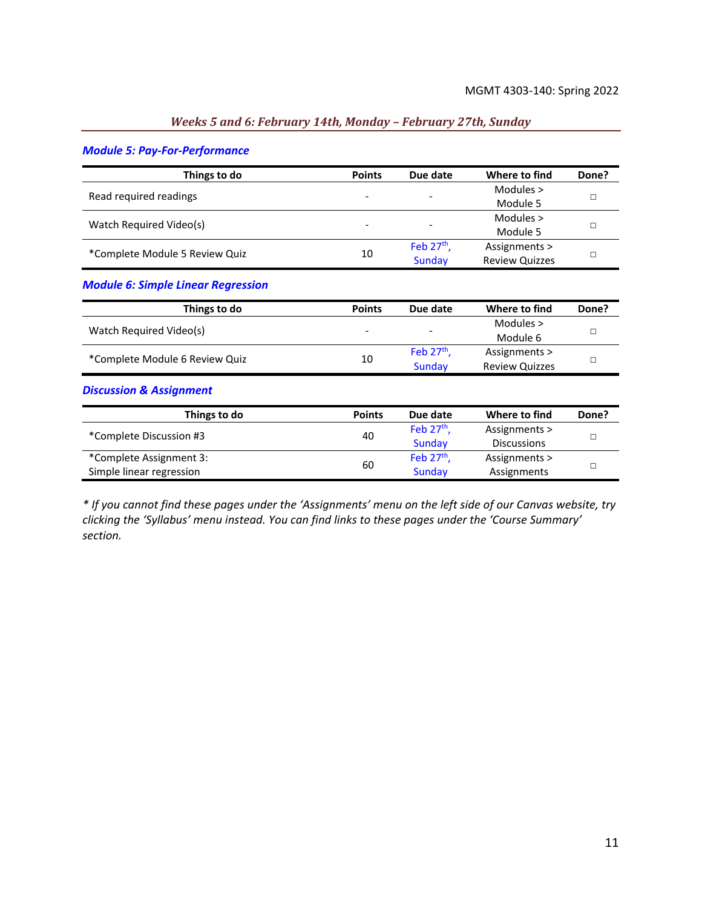### *Weeks 5 and 6: February 14th, Monday – February 27th, Sunday*

#### *Module 5: Pay-For-Performance*

| Things to do | Points | Due date | Where to find | Done? |
|---|---|---|---|---|
| Read required readings | - | - | Modules > Module 5 | □ |
| Watch Required Video(s) | - | - | Modules > Module 5 | □ |
| *Complete Module 5 Review Quiz | 10 | Feb 27th, Sunday | Assignments > Review Quizzes | □ |

#### *Module 6: Simple Linear Regression*

| Things to do | Points | Due date | Where to find | Done? |
|---|---|---|---|---|
| Watch Required Video(s) | - | - | Modules > Module 6 | □ |
| *Complete Module 6 Review Quiz | 10 | Feb 27th, Sunday | Assignments > Review Quizzes | □ |

#### *Discussion & Assignment*

| Things to do | Points | Due date | Where to find | Done? |
|---|---|---|---|---|
| *Complete Discussion #3 | 40 | Feb 27th, Sunday | Assignments > Discussions | □ |
| *Complete Assignment 3: Simple linear regression | 60 | Feb 27th, Sunday | Assignments > Assignments | □ |

*\* If you cannot find these pages under the 'Assignments' menu on the left side of our Canvas website, try clicking the 'Syllabus' menu instead. You can find links to these pages under the 'Course Summary' section.*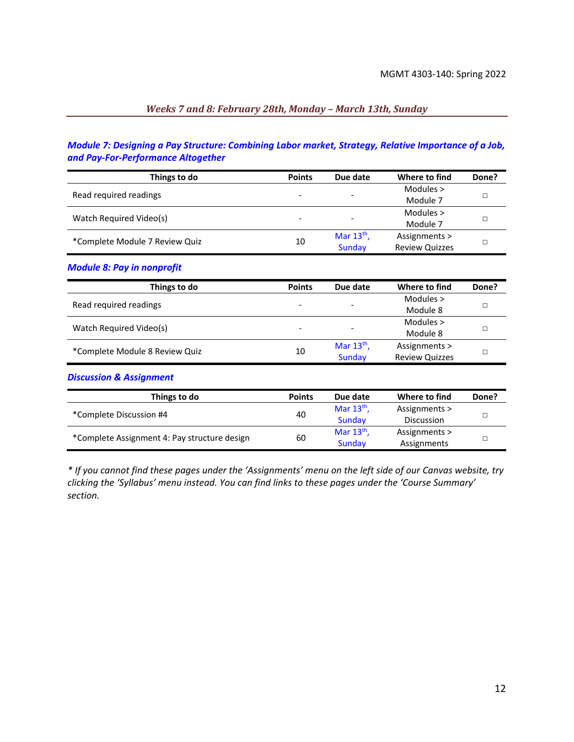## *Weeks 7 and 8: February 28th, Monday – March 13th, Sunday*

### *Module 7: Designing a Pay Structure: Combining Labor market, Strategy, Relative Importance of a Job, and Pay-For-Performance Altogether*

| Things to do | Points | Due date | Where to find | Done? |
|---|---|---|---|---|
| Read required readings | - | - | Modules > Module 7 | ◻ |
| Watch Required Video(s) | - | - | Modules > Module 7 | ◻ |
| *Complete Module 7 Review Quiz | 10 | Mar 13th, Sunday | Assignments > Review Quizzes | ◻ |

### *Module 8: Pay in nonprofit*

| Things to do | Points | Due date | Where to find | Done? |
|---|---|---|---|---|
| Read required readings | - | - | Modules > Module 8 | ◻ |
| Watch Required Video(s) | - | - | Modules > Module 8 | ◻ |
| *Complete Module 8 Review Quiz | 10 | Mar 13th, Sunday | Assignments > Review Quizzes | ◻ |

### *Discussion & Assignment*

| Things to do | Points | Due date | Where to find | Done? |
|---|---|---|---|---|
| *Complete Discussion #4 | 40 | Mar 13th, Sunday | Assignments > Discussion | ◻ |
| *Complete Assignment 4: Pay structure design | 60 | Mar 13th, Sunday | Assignments > Assignments | ◻ |

*\* If you cannot find these pages under the 'Assignments' menu on the left side of our Canvas website, try clicking the 'Syllabus' menu instead. You can find links to these pages under the 'Course Summary' section.*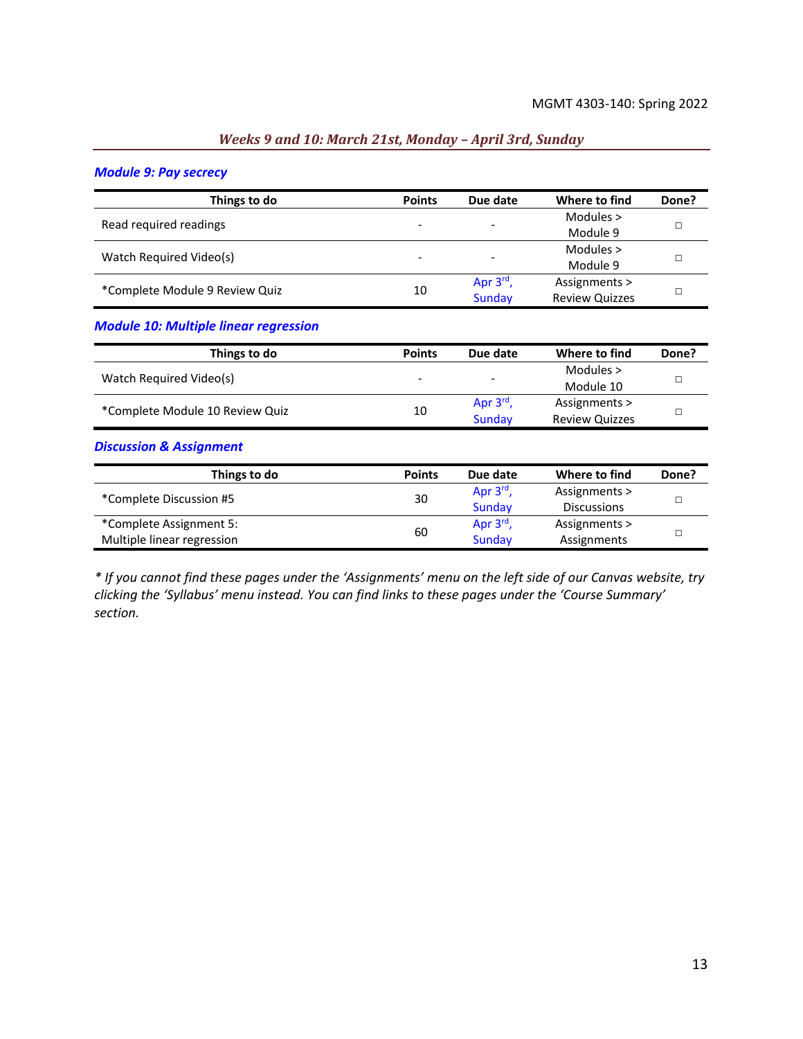## Weeks 9 and 10: March 21st, Monday – April 3rd, Sunday

### Module 9: Pay secrecy

| Things to do | Points | Due date | Where to find | Done? |
|---|---|---|---|---|
| Read required readings | - | - | Modules > Module 9 | □ |
| Watch Required Video(s) | - | - | Modules > Module 9 | □ |
| *Complete Module 9 Review Quiz | 10 | Apr 3rd, Sunday | Assignments > Review Quizzes | □ |

### Module 10: Multiple linear regression

| Things to do | Points | Due date | Where to find | Done? |
|---|---|---|---|---|
| Watch Required Video(s) | - | - | Modules > Module 10 | □ |
| *Complete Module 10 Review Quiz | 10 | Apr 3rd, Sunday | Assignments > Review Quizzes | □ |

### Discussion & Assignment

| Things to do | Points | Due date | Where to find | Done? |
|---|---|---|---|---|
| *Complete Discussion #5 | 30 | Apr 3rd, Sunday | Assignments > Discussions | □ |
| *Complete Assignment 5: Multiple linear regression | 60 | Apr 3rd, Sunday | Assignments > Assignments | □ |

*\* If you cannot find these pages under the 'Assignments' menu on the left side of our Canvas website, try clicking the 'Syllabus' menu instead. You can find links to these pages under the 'Course Summary' section.*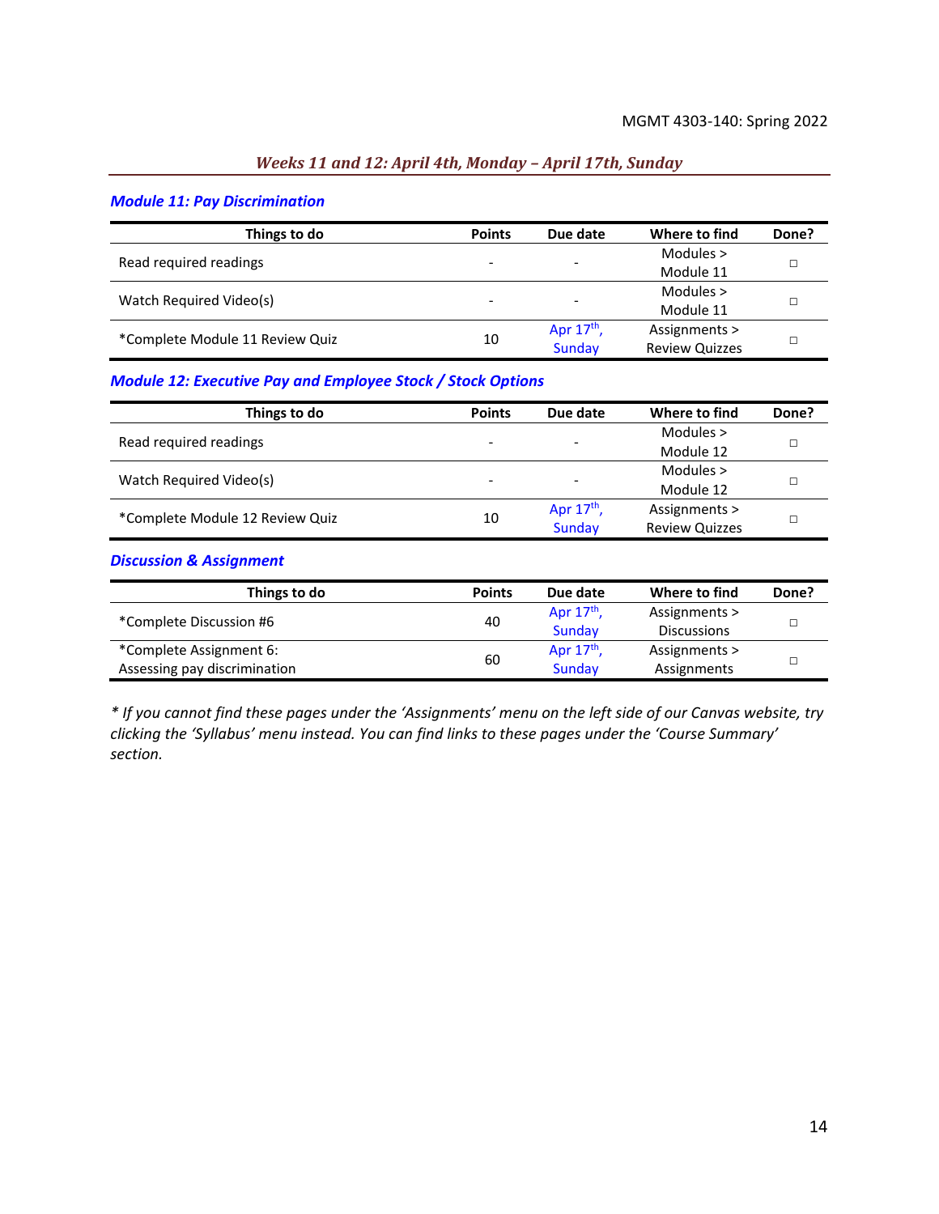## *Weeks 11 and 12: April 4th, Monday – April 17th, Sunday*

### *Module 11: Pay Discrimination*

| Things to do | Points | Due date | Where to find | Done? |
|---|---|---|---|---|
| Read required readings | - | - | Modules > Module 11 | □ |
| Watch Required Video(s) | - | - | Modules > Module 11 | □ |
| *Complete Module 11 Review Quiz | 10 | Apr 17th, Sunday | Assignments > Review Quizzes | □ |

### *Module 12: Executive Pay and Employee Stock / Stock Options*

| Things to do | Points | Due date | Where to find | Done? |
|---|---|---|---|---|
| Read required readings | - | - | Modules > Module 12 | □ |
| Watch Required Video(s) | - | - | Modules > Module 12 | □ |
| *Complete Module 12 Review Quiz | 10 | Apr 17th, Sunday | Assignments > Review Quizzes | □ |

### *Discussion & Assignment*

| Things to do | Points | Due date | Where to find | Done? |
|---|---|---|---|---|
| *Complete Discussion #6 | 40 | Apr 17th, Sunday | Assignments > Discussions | □ |
| *Complete Assignment 6: Assessing pay discrimination | 60 | Apr 17th, Sunday | Assignments > Assignments | □ |

*\* If you cannot find these pages under the 'Assignments' menu on the left side of our Canvas website, try clicking the 'Syllabus' menu instead. You can find links to these pages under the 'Course Summary' section.*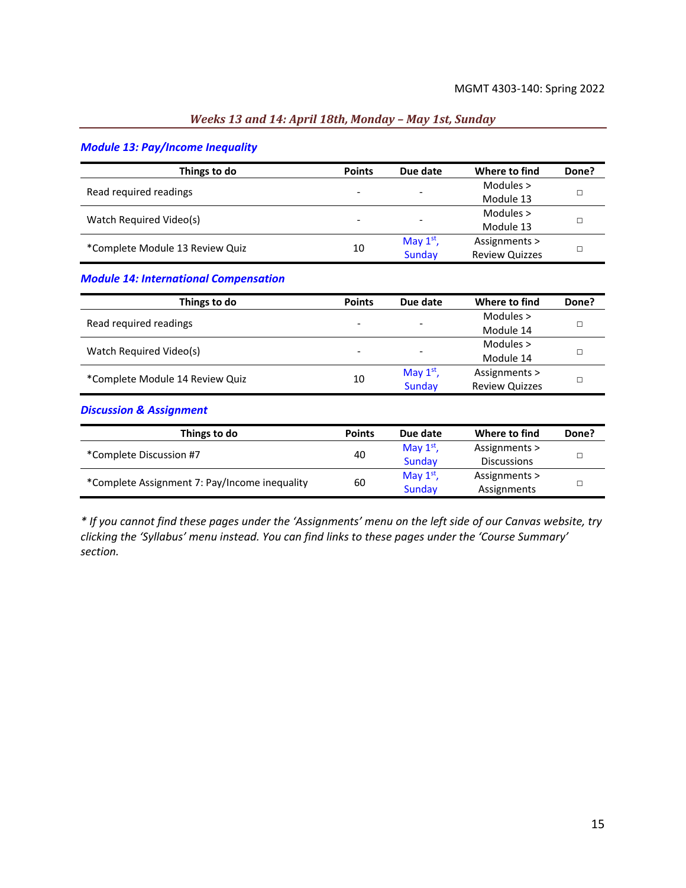## *Weeks 13 and 14: April 18th, Monday – May 1st, Sunday*

### *Module 13: Pay/Income Inequality*

| Things to do | Points | Due date | Where to find | Done? |
|---|---|---|---|---|
| Read required readings | - | - | Modules > Module 13 | □ |
| Watch Required Video(s) | - | - | Modules > Module 13 | □ |
| *Complete Module 13 Review Quiz | 10 | May 1st, Sunday | Assignments > Review Quizzes | □ |

### *Module 14: International Compensation*

| Things to do | Points | Due date | Where to find | Done? |
|---|---|---|---|---|
| Read required readings | - | - | Modules > Module 14 | □ |
| Watch Required Video(s) | - | - | Modules > Module 14 | □ |
| *Complete Module 14 Review Quiz | 10 | May 1st, Sunday | Assignments > Review Quizzes | □ |

### *Discussion & Assignment*

| Things to do | Points | Due date | Where to find | Done? |
|---|---|---|---|---|
| *Complete Discussion #7 | 40 | May 1st, Sunday | Assignments > Discussions | □ |
| *Complete Assignment 7: Pay/Income inequality | 60 | May 1st, Sunday | Assignments > Assignments | □ |

*\* If you cannot find these pages under the 'Assignments' menu on the left side of our Canvas website, try clicking the 'Syllabus' menu instead. You can find links to these pages under the 'Course Summary' section.*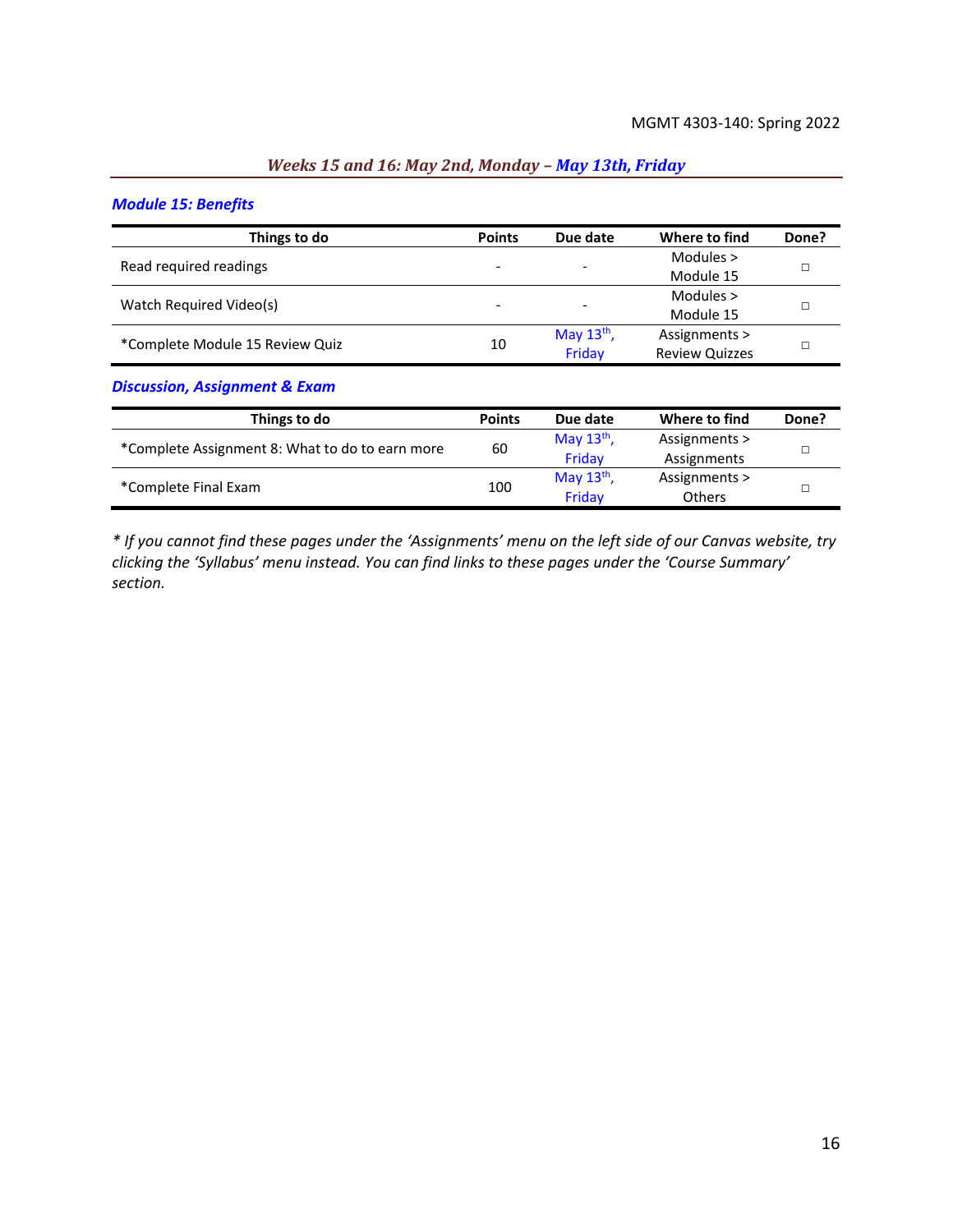## *Weeks 15 and 16: May 2nd, Monday – May 13th, Friday*

### *Module 15: Benefits*

| Things to do | Points | Due date | Where to find | Done? |
|---|---|---|---|---|
| Read required readings | - | - | Modules > Module 15 | □ |
| Watch Required Video(s) | - | - | Modules > Module 15 | □ |
| *Complete Module 15 Review Quiz | 10 | May 13th, Friday | Assignments > Review Quizzes | □ |

### *Discussion, Assignment & Exam*

| Things to do | Points | Due date | Where to find | Done? |
|---|---|---|---|---|
| *Complete Assignment 8: What to do to earn more | 60 | May 13th, Friday | Assignments > Assignments | □ |
| *Complete Final Exam | 100 | May 13th, Friday | Assignments > Others | □ |

*\* If you cannot find these pages under the 'Assignments' menu on the left side of our Canvas website, try clicking the 'Syllabus' menu instead. You can find links to these pages under the 'Course Summary' section.*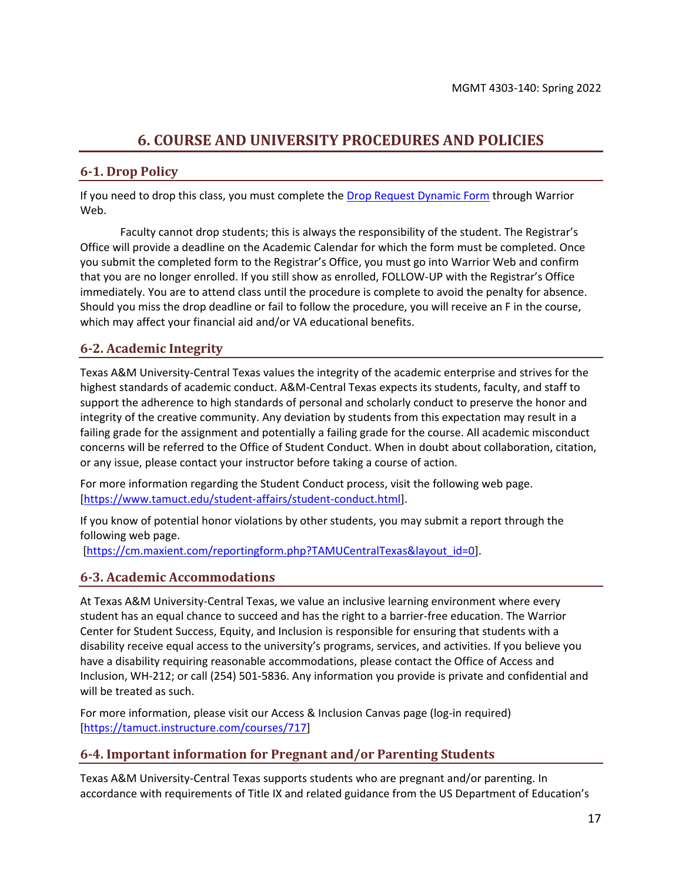# 6. COURSE AND UNIVERSITY PROCEDURES AND POLICIES

## 6-1. Drop Policy

If you need to drop this class, you must complete the [Drop Request Dynamic Form] through Warrior Web.

Faculty cannot drop students; this is always the responsibility of the student. The Registrar's Office will provide a deadline on the Academic Calendar for which the form must be completed. Once you submit the completed form to the Registrar's Office, you must go into Warrior Web and confirm that you are no longer enrolled. If you still show as enrolled, FOLLOW-UP with the Registrar's Office immediately. You are to attend class until the procedure is complete to avoid the penalty for absence. Should you miss the drop deadline or fail to follow the procedure, you will receive an F in the course, which may affect your financial aid and/or VA educational benefits.

## 6-2. Academic Integrity

Texas A&M University-Central Texas values the integrity of the academic enterprise and strives for the highest standards of academic conduct. A&M-Central Texas expects its students, faculty, and staff to support the adherence to high standards of personal and scholarly conduct to preserve the honor and integrity of the creative community. Any deviation by students from this expectation may result in a failing grade for the assignment and potentially a failing grade for the course. All academic misconduct concerns will be referred to the Office of Student Conduct. When in doubt about collaboration, citation, or any issue, please contact your instructor before taking a course of action.

For more information regarding the Student Conduct process, visit the following web page. [https://www.tamuct.edu/student-affairs/student-conduct.html].

If you know of potential honor violations by other students, you may submit a report through the following web page.
[https://cm.maxient.com/reportingform.php?TAMUCentralTexas&layout_id=0].

## 6-3. Academic Accommodations

At Texas A&M University-Central Texas, we value an inclusive learning environment where every student has an equal chance to succeed and has the right to a barrier-free education. The Warrior Center for Student Success, Equity, and Inclusion is responsible for ensuring that students with a disability receive equal access to the university's programs, services, and activities. If you believe you have a disability requiring reasonable accommodations, please contact the Office of Access and Inclusion, WH-212; or call (254) 501-5836. Any information you provide is private and confidential and will be treated as such.

For more information, please visit our Access & Inclusion Canvas page (log-in required) [https://tamuct.instructure.com/courses/717]

## 6-4. Important information for Pregnant and/or Parenting Students

Texas A&M University-Central Texas supports students who are pregnant and/or parenting. In accordance with requirements of Title IX and related guidance from the US Department of Education's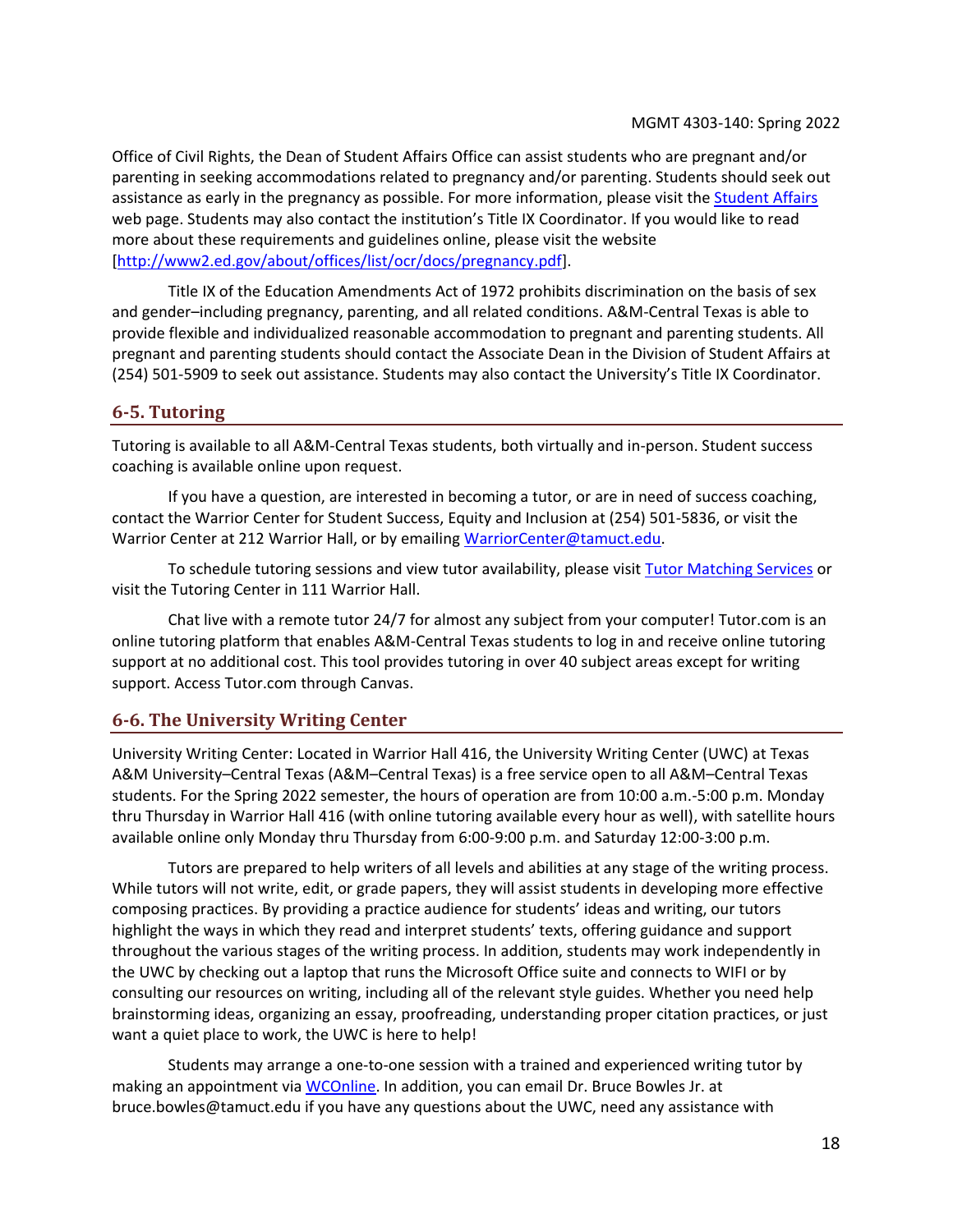Office of Civil Rights, the Dean of Student Affairs Office can assist students who are pregnant and/or parenting in seeking accommodations related to pregnancy and/or parenting. Students should seek out assistance as early in the pregnancy as possible. For more information, please visit the [Student Affairs](#) web page. Students may also contact the institution's Title IX Coordinator. If you would like to read more about these requirements and guidelines online, please visit the website [http://www2.ed.gov/about/offices/list/ocr/docs/pregnancy.pdf].

Title IX of the Education Amendments Act of 1972 prohibits discrimination on the basis of sex and gender–including pregnancy, parenting, and all related conditions. A&M-Central Texas is able to provide flexible and individualized reasonable accommodation to pregnant and parenting students. All pregnant and parenting students should contact the Associate Dean in the Division of Student Affairs at (254) 501-5909 to seek out assistance. Students may also contact the University's Title IX Coordinator.

## 6-5. Tutoring

Tutoring is available to all A&M-Central Texas students, both virtually and in-person. Student success coaching is available online upon request.

If you have a question, are interested in becoming a tutor, or are in need of success coaching, contact the Warrior Center for Student Success, Equity and Inclusion at (254) 501-5836, or visit the Warrior Center at 212 Warrior Hall, or by emailing WarriorCenter@tamuct.edu.

To schedule tutoring sessions and view tutor availability, please visit Tutor Matching Services or visit the Tutoring Center in 111 Warrior Hall.

Chat live with a remote tutor 24/7 for almost any subject from your computer! Tutor.com is an online tutoring platform that enables A&M-Central Texas students to log in and receive online tutoring support at no additional cost. This tool provides tutoring in over 40 subject areas except for writing support. Access Tutor.com through Canvas.

## 6-6. The University Writing Center

University Writing Center: Located in Warrior Hall 416, the University Writing Center (UWC) at Texas A&M University–Central Texas (A&M–Central Texas) is a free service open to all A&M–Central Texas students. For the Spring 2022 semester, the hours of operation are from 10:00 a.m.-5:00 p.m. Monday thru Thursday in Warrior Hall 416 (with online tutoring available every hour as well), with satellite hours available online only Monday thru Thursday from 6:00-9:00 p.m. and Saturday 12:00-3:00 p.m.

Tutors are prepared to help writers of all levels and abilities at any stage of the writing process. While tutors will not write, edit, or grade papers, they will assist students in developing more effective composing practices. By providing a practice audience for students' ideas and writing, our tutors highlight the ways in which they read and interpret students' texts, offering guidance and support throughout the various stages of the writing process. In addition, students may work independently in the UWC by checking out a laptop that runs the Microsoft Office suite and connects to WIFI or by consulting our resources on writing, including all of the relevant style guides. Whether you need help brainstorming ideas, organizing an essay, proofreading, understanding proper citation practices, or just want a quiet place to work, the UWC is here to help!

Students may arrange a one-to-one session with a trained and experienced writing tutor by making an appointment via WCOnline. In addition, you can email Dr. Bruce Bowles Jr. at bruce.bowles@tamuct.edu if you have any questions about the UWC, need any assistance with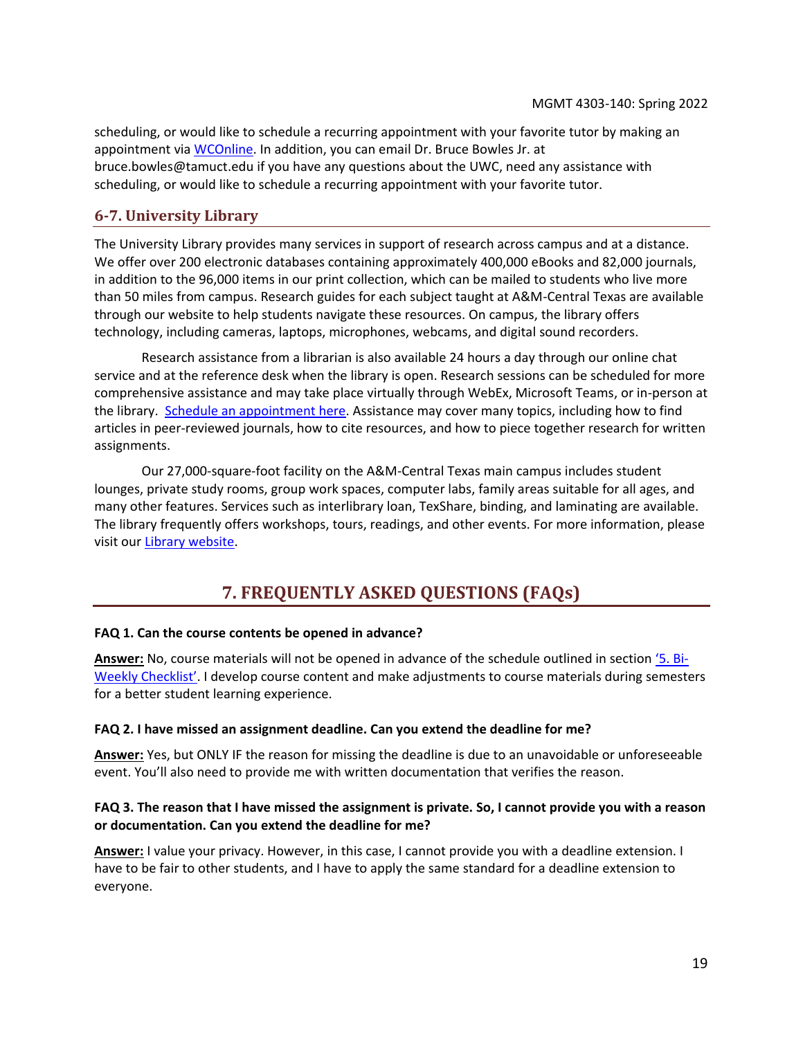scheduling, or would like to schedule a recurring appointment with your favorite tutor by making an appointment via [WCOnline](). In addition, you can email Dr. Bruce Bowles Jr. at bruce.bowles@tamuct.edu if you have any questions about the UWC, need any assistance with scheduling, or would like to schedule a recurring appointment with your favorite tutor.

### 6-7. University Library

The University Library provides many services in support of research across campus and at a distance. We offer over 200 electronic databases containing approximately 400,000 eBooks and 82,000 journals, in addition to the 96,000 items in our print collection, which can be mailed to students who live more than 50 miles from campus. Research guides for each subject taught at A&M-Central Texas are available through our website to help students navigate these resources. On campus, the library offers technology, including cameras, laptops, microphones, webcams, and digital sound recorders.

Research assistance from a librarian is also available 24 hours a day through our online chat service and at the reference desk when the library is open. Research sessions can be scheduled for more comprehensive assistance and may take place virtually through WebEx, Microsoft Teams, or in-person at the library. [Schedule an appointment here](). Assistance may cover many topics, including how to find articles in peer-reviewed journals, how to cite resources, and how to piece together research for written assignments.

Our 27,000-square-foot facility on the A&M-Central Texas main campus includes student lounges, private study rooms, group work spaces, computer labs, family areas suitable for all ages, and many other features. Services such as interlibrary loan, TexShare, binding, and laminating are available. The library frequently offers workshops, tours, readings, and other events. For more information, please visit our [Library website]().

## 7. FREQUENTLY ASKED QUESTIONS (FAQs)

**FAQ 1. Can the course contents be opened in advance?**

**Answer:** No, course materials will not be opened in advance of the schedule outlined in section ['5. Bi-Weekly Checklist'](). I develop course content and make adjustments to course materials during semesters for a better student learning experience.

**FAQ 2. I have missed an assignment deadline. Can you extend the deadline for me?**

**Answer:** Yes, but ONLY IF the reason for missing the deadline is due to an unavoidable or unforeseeable event. You'll also need to provide me with written documentation that verifies the reason.

**FAQ 3. The reason that I have missed the assignment is private. So, I cannot provide you with a reason or documentation. Can you extend the deadline for me?**

**Answer:** I value your privacy. However, in this case, I cannot provide you with a deadline extension. I have to be fair to other students, and I have to apply the same standard for a deadline extension to everyone.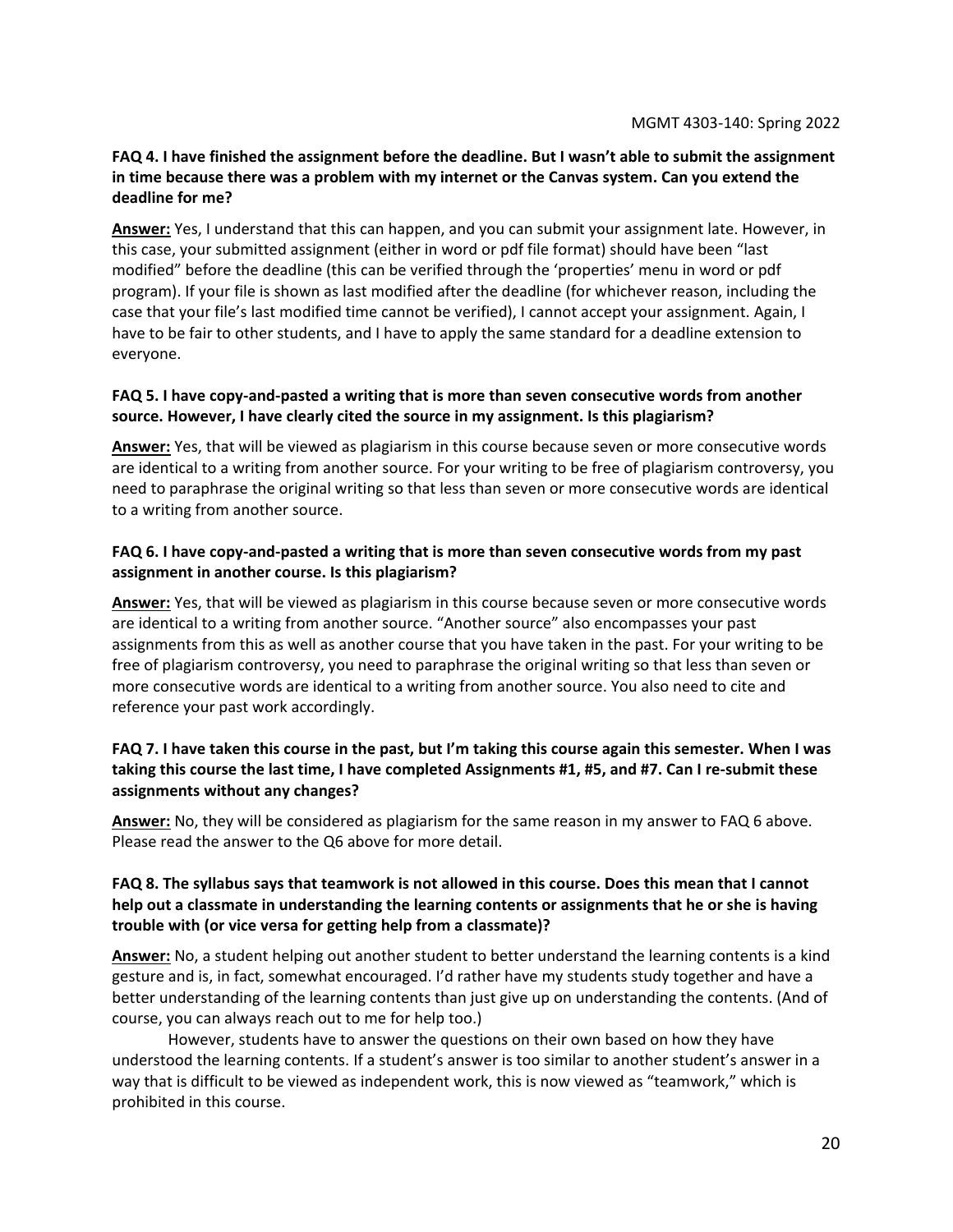**FAQ 4. I have finished the assignment before the deadline. But I wasn't able to submit the assignment in time because there was a problem with my internet or the Canvas system. Can you extend the deadline for me?**

**Answer:** Yes, I understand that this can happen, and you can submit your assignment late. However, in this case, your submitted assignment (either in word or pdf file format) should have been "last modified" before the deadline (this can be verified through the 'properties' menu in word or pdf program). If your file is shown as last modified after the deadline (for whichever reason, including the case that your file's last modified time cannot be verified), I cannot accept your assignment. Again, I have to be fair to other students, and I have to apply the same standard for a deadline extension to everyone.

**FAQ 5. I have copy-and-pasted a writing that is more than seven consecutive words from another source. However, I have clearly cited the source in my assignment. Is this plagiarism?**

**Answer:** Yes, that will be viewed as plagiarism in this course because seven or more consecutive words are identical to a writing from another source. For your writing to be free of plagiarism controversy, you need to paraphrase the original writing so that less than seven or more consecutive words are identical to a writing from another source.

**FAQ 6. I have copy-and-pasted a writing that is more than seven consecutive words from my past assignment in another course. Is this plagiarism?**

**Answer:** Yes, that will be viewed as plagiarism in this course because seven or more consecutive words are identical to a writing from another source. "Another source" also encompasses your past assignments from this as well as another course that you have taken in the past. For your writing to be free of plagiarism controversy, you need to paraphrase the original writing so that less than seven or more consecutive words are identical to a writing from another source. You also need to cite and reference your past work accordingly.

**FAQ 7. I have taken this course in the past, but I'm taking this course again this semester. When I was taking this course the last time, I have completed Assignments #1, #5, and #7. Can I re-submit these assignments without any changes?**

**Answer:** No, they will be considered as plagiarism for the same reason in my answer to FAQ 6 above. Please read the answer to the Q6 above for more detail.

**FAQ 8. The syllabus says that teamwork is not allowed in this course. Does this mean that I cannot help out a classmate in understanding the learning contents or assignments that he or she is having trouble with (or vice versa for getting help from a classmate)?**

**Answer:** No, a student helping out another student to better understand the learning contents is a kind gesture and is, in fact, somewhat encouraged. I'd rather have my students study together and have a better understanding of the learning contents than just give up on understanding the contents. (And of course, you can always reach out to me for help too.)

However, students have to answer the questions on their own based on how they have understood the learning contents. If a student's answer is too similar to another student's answer in a way that is difficult to be viewed as independent work, this is now viewed as "teamwork," which is prohibited in this course.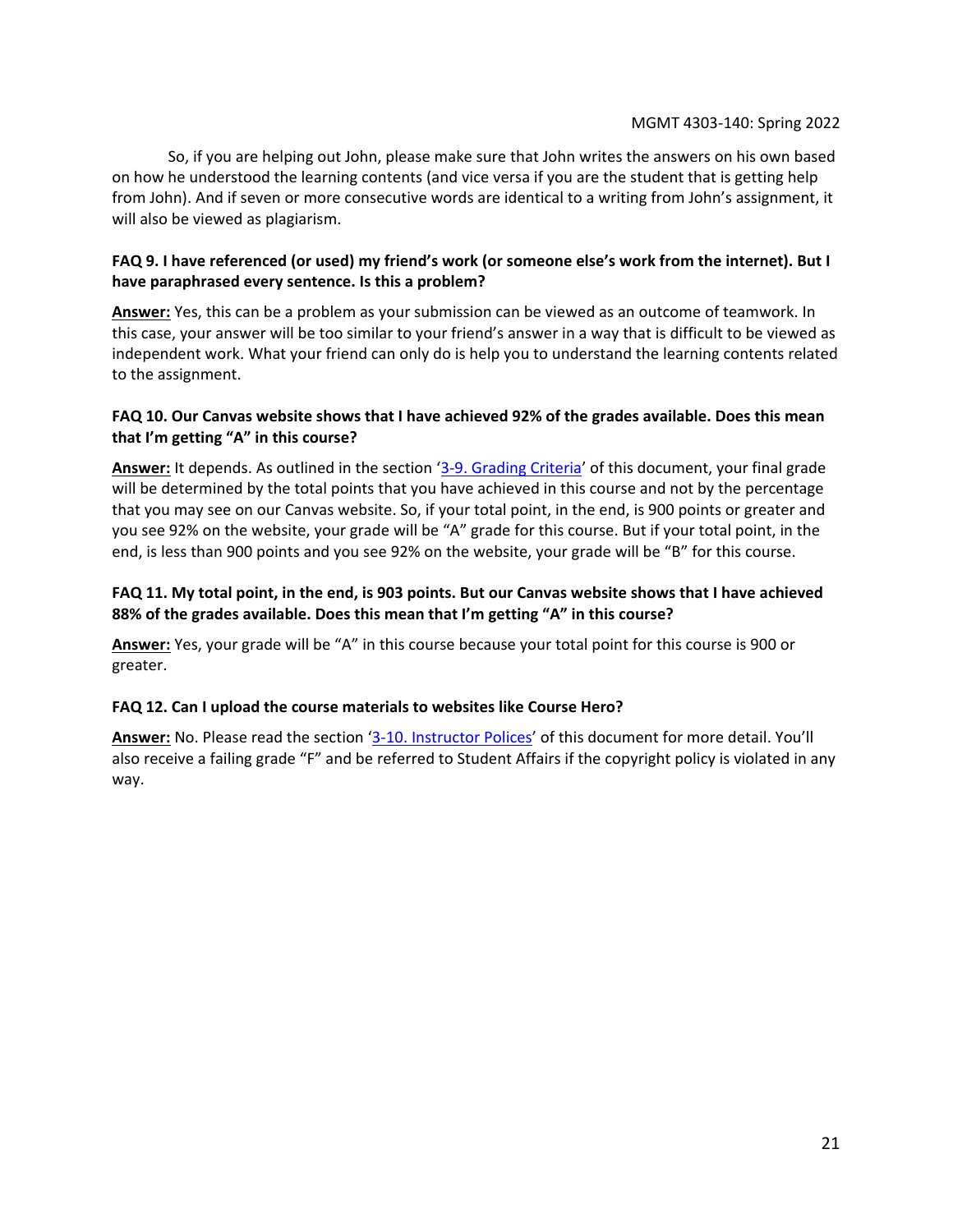So, if you are helping out John, please make sure that John writes the answers on his own based on how he understood the learning contents (and vice versa if you are the student that is getting help from John). And if seven or more consecutive words are identical to a writing from John's assignment, it will also be viewed as plagiarism.

**FAQ 9. I have referenced (or used) my friend's work (or someone else's work from the internet). But I have paraphrased every sentence. Is this a problem?**

**Answer:** Yes, this can be a problem as your submission can be viewed as an outcome of teamwork. In this case, your answer will be too similar to your friend's answer in a way that is difficult to be viewed as independent work. What your friend can only do is help you to understand the learning contents related to the assignment.

**FAQ 10. Our Canvas website shows that I have achieved 92% of the grades available. Does this mean that I'm getting "A" in this course?**

**Answer:** It depends. As outlined in the section '3-9. Grading Criteria' of this document, your final grade will be determined by the total points that you have achieved in this course and not by the percentage that you may see on our Canvas website. So, if your total point, in the end, is 900 points or greater and you see 92% on the website, your grade will be "A" grade for this course. But if your total point, in the end, is less than 900 points and you see 92% on the website, your grade will be "B" for this course.

**FAQ 11. My total point, in the end, is 903 points. But our Canvas website shows that I have achieved 88% of the grades available. Does this mean that I'm getting "A" in this course?**

**Answer:** Yes, your grade will be "A" in this course because your total point for this course is 900 or greater.

**FAQ 12. Can I upload the course materials to websites like Course Hero?**

**Answer:** No. Please read the section '3-10. Instructor Polices' of this document for more detail. You'll also receive a failing grade "F" and be referred to Student Affairs if the copyright policy is violated in any way.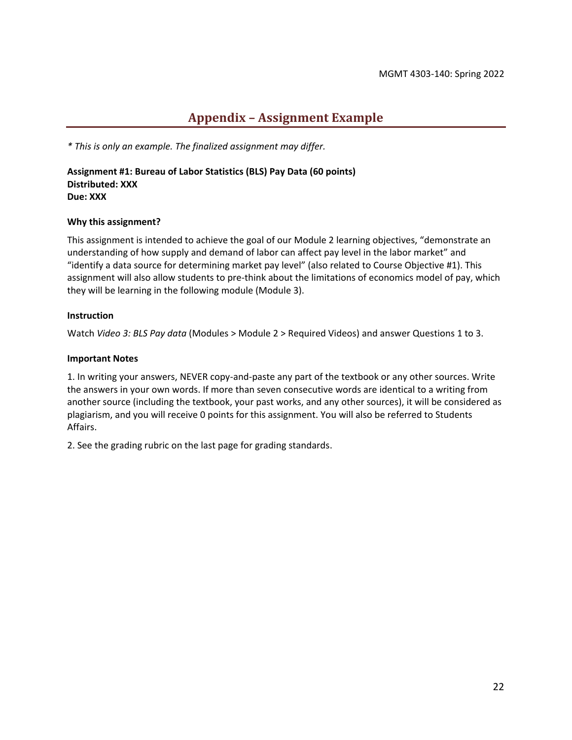## Appendix – Assignment Example

*\* This is only an example. The finalized assignment may differ.*

**Assignment #1: Bureau of Labor Statistics (BLS) Pay Data (60 points)**
**Distributed: XXX**
**Due: XXX**

**Why this assignment?**

This assignment is intended to achieve the goal of our Module 2 learning objectives, "demonstrate an understanding of how supply and demand of labor can affect pay level in the labor market" and "identify a data source for determining market pay level" (also related to Course Objective #1). This assignment will also allow students to pre-think about the limitations of economics model of pay, which they will be learning in the following module (Module 3).

**Instruction**

Watch *Video 3: BLS Pay data* (Modules > Module 2 > Required Videos) and answer Questions 1 to 3.

**Important Notes**

1. In writing your answers, NEVER copy-and-paste any part of the textbook or any other sources. Write the answers in your own words. If more than seven consecutive words are identical to a writing from another source (including the textbook, your past works, and any other sources), it will be considered as plagiarism, and you will receive 0 points for this assignment. You will also be referred to Students Affairs.

2. See the grading rubric on the last page for grading standards.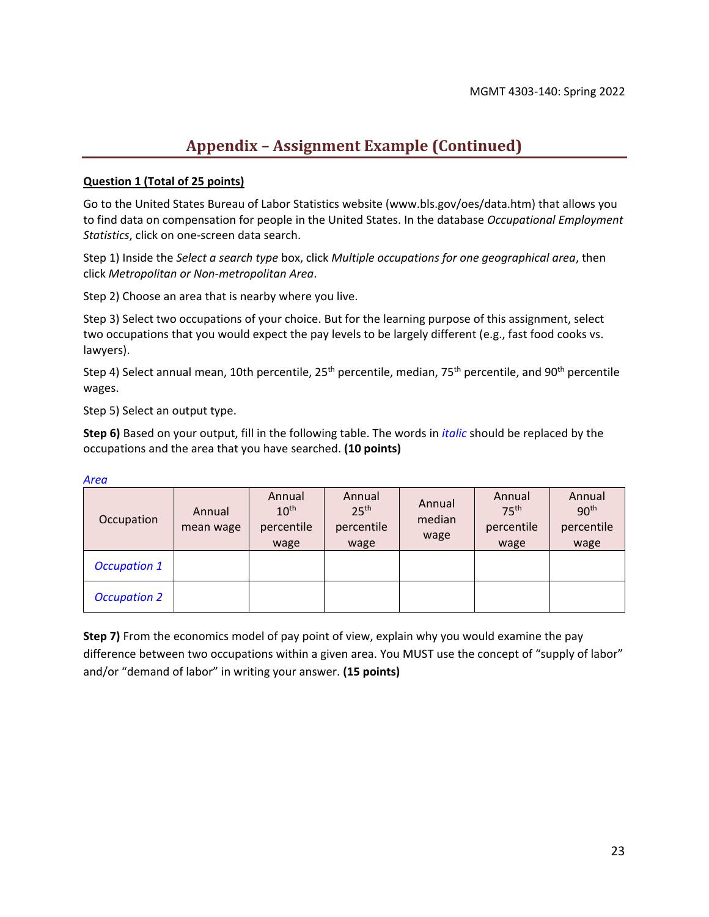## Appendix – Assignment Example (Continued)

**Question 1 (Total of 25 points)**

Go to the United States Bureau of Labor Statistics website (www.bls.gov/oes/data.htm) that allows you to find data on compensation for people in the United States. In the database *Occupational Employment Statistics*, click on one-screen data search.

Step 1) Inside the *Select a search type* box, click *Multiple occupations for one geographical area*, then click *Metropolitan or Non-metropolitan Area*.

Step 2) Choose an area that is nearby where you live.

Step 3) Select two occupations of your choice. But for the learning purpose of this assignment, select two occupations that you would expect the pay levels to be largely different (e.g., fast food cooks vs. lawyers).

Step 4) Select annual mean, 10th percentile, 25th percentile, median, 75th percentile, and 90th percentile wages.

Step 5) Select an output type.

**Step 6)** Based on your output, fill in the following table. The words in *italic* should be replaced by the occupations and the area that you have searched. **(10 points)**

*Area*

| Occupation | Annual mean wage | Annual 10th percentile wage | Annual 25th percentile wage | Annual median wage | Annual 75th percentile wage | Annual 90th percentile wage |
|---|---|---|---|---|---|---|
| *Occupation 1* | | | | | | |
| *Occupation 2* | | | | | | |

**Step 7)** From the economics model of pay point of view, explain why you would examine the pay difference between two occupations within a given area. You MUST use the concept of "supply of labor" and/or "demand of labor" in writing your answer. **(15 points)**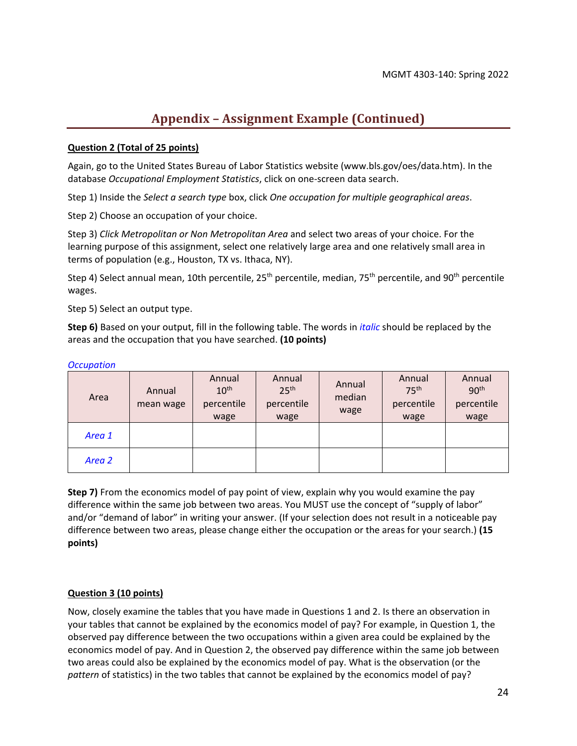## Appendix – Assignment Example (Continued)

**Question 2 (Total of 25 points)**

Again, go to the United States Bureau of Labor Statistics website (www.bls.gov/oes/data.htm). In the database *Occupational Employment Statistics*, click on one-screen data search.

Step 1) Inside the *Select a search type* box, click *One occupation for multiple geographical areas*.

Step 2) Choose an occupation of your choice.

Step 3) *Click Metropolitan or Non Metropolitan Area* and select two areas of your choice. For the learning purpose of this assignment, select one relatively large area and one relatively small area in terms of population (e.g., Houston, TX vs. Ithaca, NY).

Step 4) Select annual mean, 10th percentile, 25th percentile, median, 75th percentile, and 90th percentile wages.

Step 5) Select an output type.

**Step 6)** Based on your output, fill in the following table. The words in *italic* should be replaced by the areas and the occupation that you have searched. **(10 points)**

*Occupation*

| Area | Annual mean wage | Annual 10th percentile wage | Annual 25th percentile wage | Annual median wage | Annual 75th percentile wage | Annual 90th percentile wage |
|---|---|---|---|---|---|---|
| *Area 1* | | | | | | |
| *Area 2* | | | | | | |

**Step 7)** From the economics model of pay point of view, explain why you would examine the pay difference within the same job between two areas. You MUST use the concept of "supply of labor" and/or "demand of labor" in writing your answer. (If your selection does not result in a noticeable pay difference between two areas, please change either the occupation or the areas for your search.) **(15 points)**

**Question 3 (10 points)**

Now, closely examine the tables that you have made in Questions 1 and 2. Is there an observation in your tables that cannot be explained by the economics model of pay? For example, in Question 1, the observed pay difference between the two occupations within a given area could be explained by the economics model of pay. And in Question 2, the observed pay difference within the same job between two areas could also be explained by the economics model of pay. What is the observation (or the *pattern* of statistics) in the two tables that cannot be explained by the economics model of pay?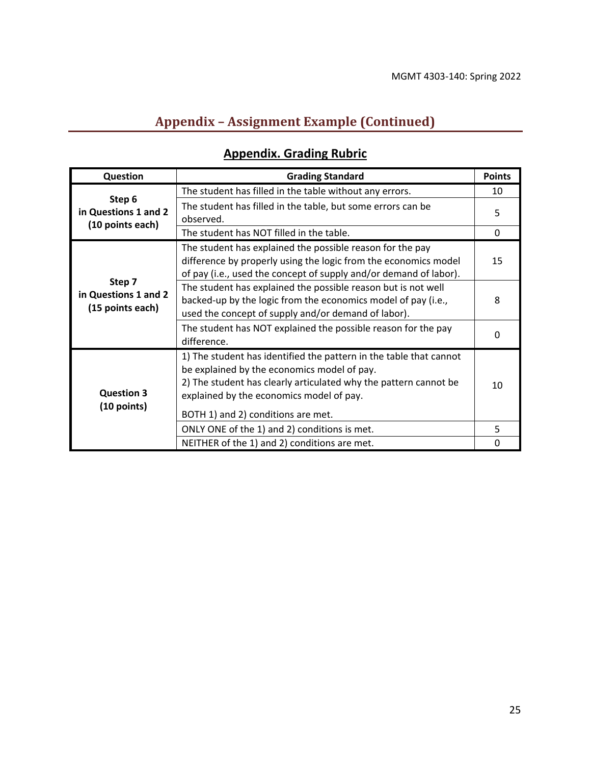## Appendix – Assignment Example (Continued)

### Appendix. Grading Rubric

| Question | Grading Standard | Points |
|---|---|---|
| **Step 6 in Questions 1 and 2 (10 points each)** | The student has filled in the table without any errors. | 10 |
| | The student has filled in the table, but some errors can be observed. | 5 |
| | The student has NOT filled in the table. | 0 |
| **Step 7 in Questions 1 and 2 (15 points each)** | The student has explained the possible reason for the pay difference by properly using the logic from the economics model of pay (i.e., used the concept of supply and/or demand of labor). | 15 |
| | The student has explained the possible reason but is not well backed-up by the logic from the economics model of pay (i.e., used the concept of supply and/or demand of labor). | 8 |
| | The student has NOT explained the possible reason for the pay difference. | 0 |
| **Question 3 (10 points)** | 1) The student has identified the pattern in the table that cannot be explained by the economics model of pay. 2) The student has clearly articulated why the pattern cannot be explained by the economics model of pay. BOTH 1) and 2) conditions are met. | 10 |
| | ONLY ONE of the 1) and 2) conditions is met. | 5 |
| | NEITHER of the 1) and 2) conditions are met. | 0 |